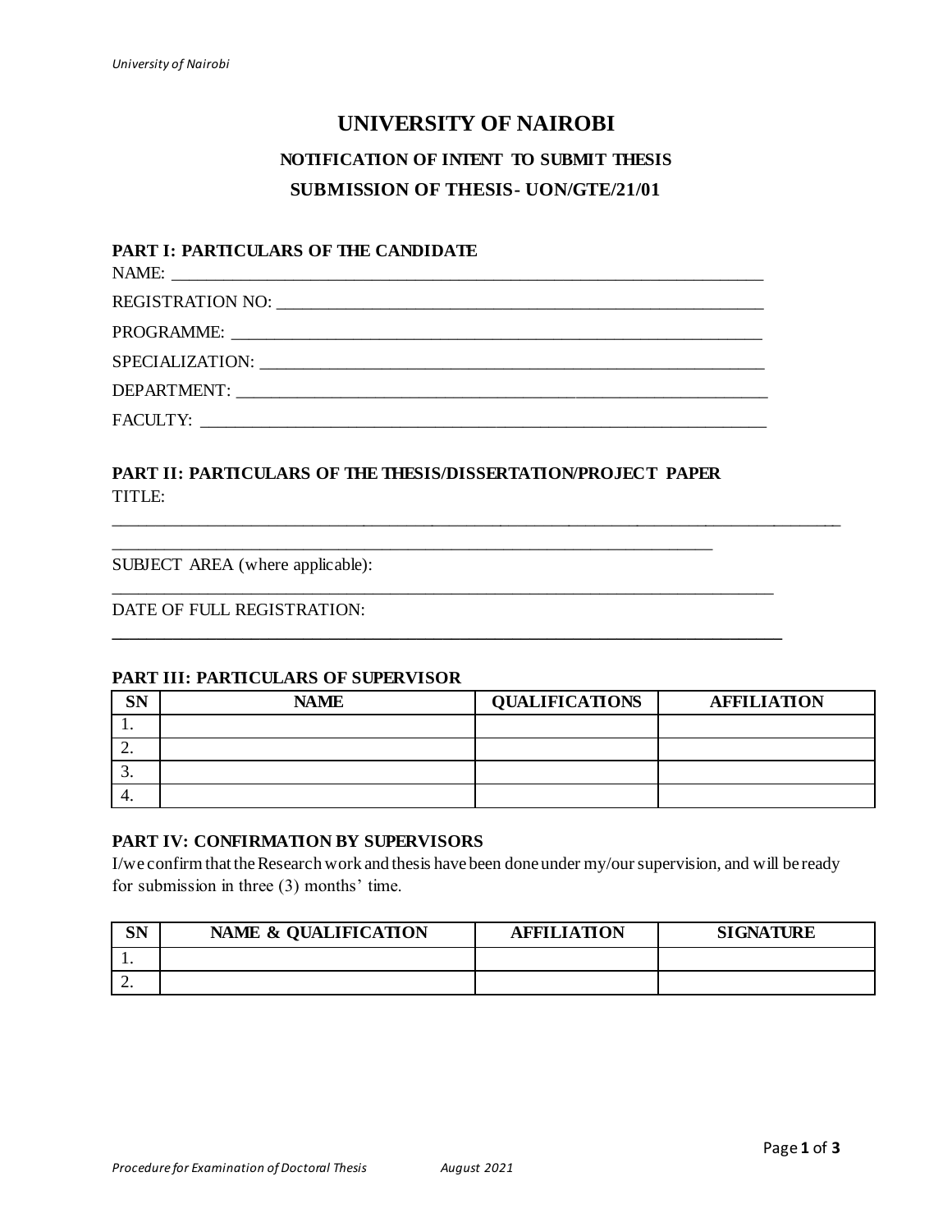# UNIVERSITY OF NAIROBI

## NOTIFICATION OF INTENT TO SUBMIT THESIS

## SUBMISSION OF THESIS- UON/GTE/21/01

### PART I: PARTICULARS OF THE CANDIDATE

NAME: ______________________________________________________________________

REGISTRATION NO: ___________________________________________________________

PROGRAMME: ________________________________________________________________

SPECIALIZATION: _____________________________________________________________

DEPARTMENT: _______________________________________________________________

FACULTY: ___________________________________________________________________

### PART II: PARTICULARS OF THE THESIS/DISSERTATION/PROJECT PAPER

TITLE:

_____________________________________________________________________________________

_______________________________________________________________________

SUBJECT AREA (where applicable):

______________________________________________________________________________

DATE OF FULL REGISTRATION:

______________________________________________________________________________

### PART III: PARTICULARS OF SUPERVISOR

| SN | NAME | QUALIFICATIONS | AFFILIATION |
|---|---|---|---|
| 1. | | | |
| 2. | | | |
| 3. | | | |
| 4. | | | |

### PART IV: CONFIRMATION BY SUPERVISORS

I/we confirm that the Research work and thesis have been done under my/our supervision, and will be ready for submission in three (3) months' time.

| SN | NAME & QUALIFICATION | AFFILIATION | SIGNATURE |
|---|---|---|---|
| 1. | | | |
| 2. | | | |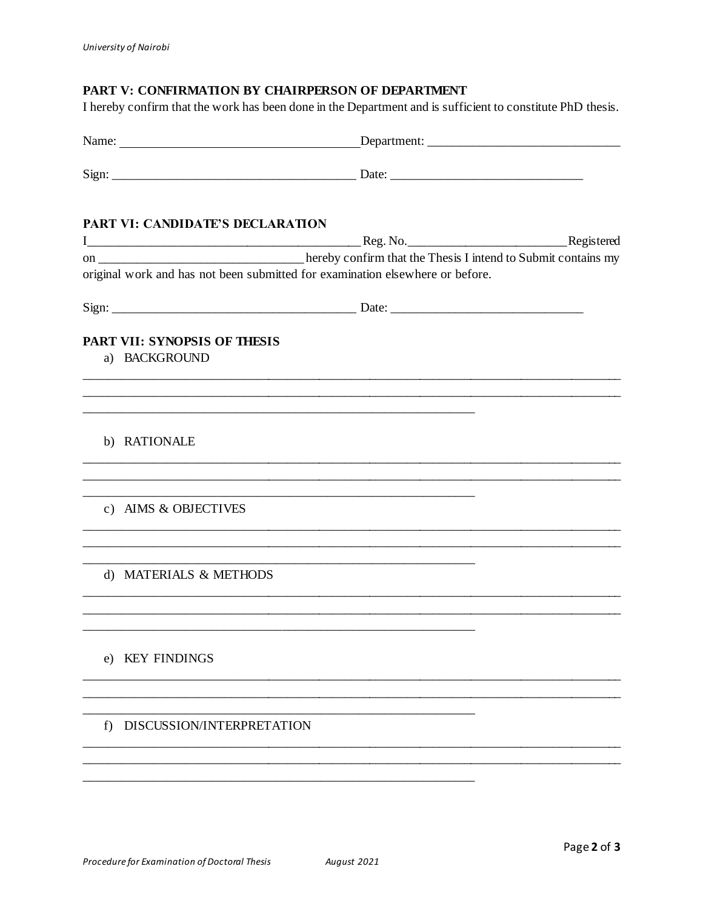### PART V: CONFIRMATION BY CHAIRPERSON OF DEPARTMENT

I hereby confirm that the work has been done in the Department and is sufficient to constitute PhD thesis.

Name: ______________________________________ Department: ______________________________

Sign: ______________________________________ Date: ______________________________

### PART VI: CANDIDATE'S DECLARATION

I__________________________________________ Reg. No.__________________________ Registered on _________________________________ hereby confirm that the Thesis I intend to Submit contains my original work and has not been submitted for examination elsewhere or before.

Sign: ______________________________________ Date: ______________________________

### PART VII: SYNOPSIS OF THESIS

a) BACKGROUND

____________________________________________________________________________________
____________________________________________________________________________________
______________________________________________________________

b) RATIONALE

____________________________________________________________________________________
____________________________________________________________________________________
______________________________________________________________

c) AIMS & OBJECTIVES

____________________________________________________________________________________
____________________________________________________________________________________
______________________________________________________________

d) MATERIALS & METHODS

____________________________________________________________________________________
____________________________________________________________________________________
______________________________________________________________

e) KEY FINDINGS

____________________________________________________________________________________
____________________________________________________________________________________
______________________________________________________________

f) DISCUSSION/INTERPRETATION

____________________________________________________________________________________
____________________________________________________________________________________
______________________________________________________________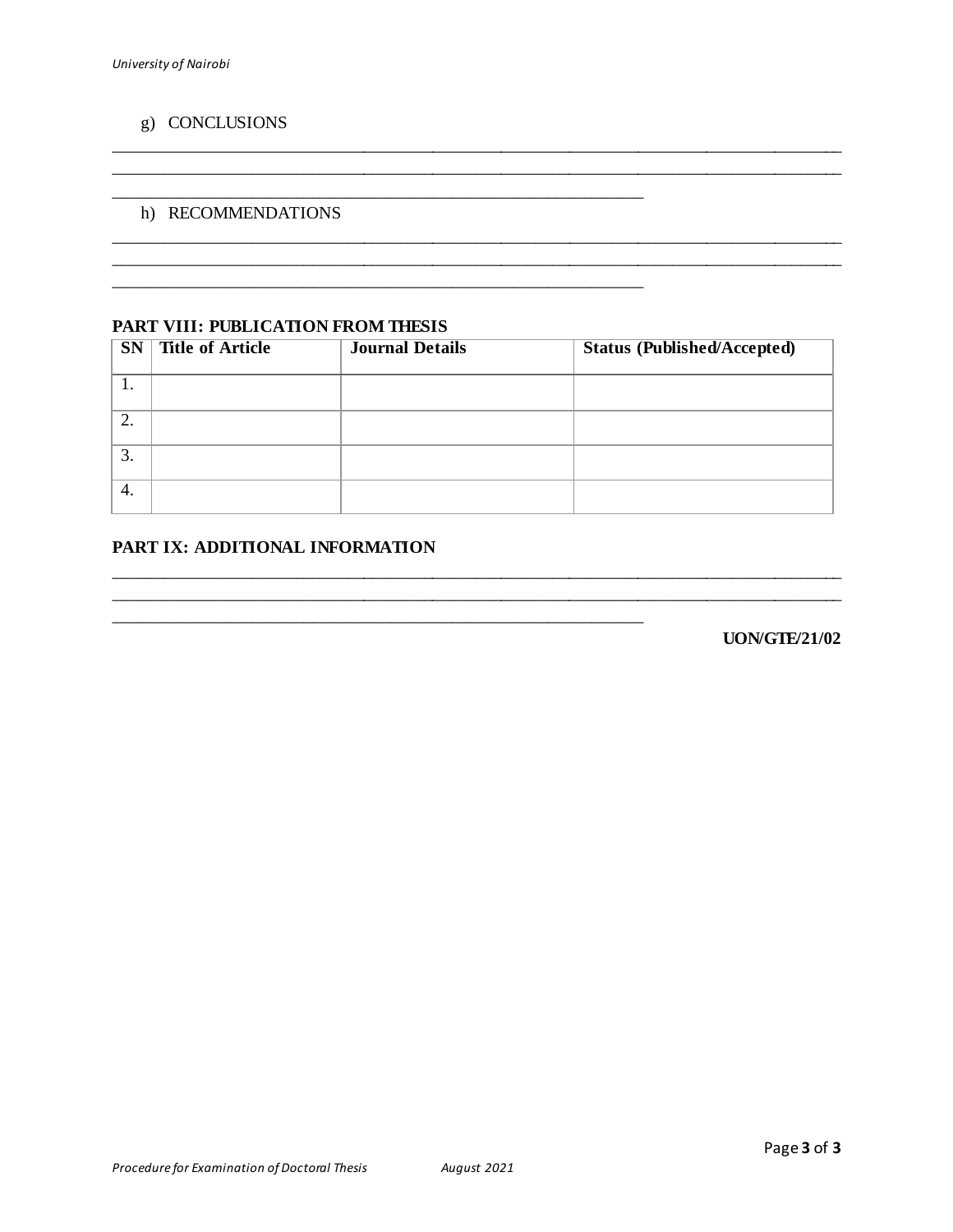g) CONCLUSIONS

______________________________________________________________________________
______________________________________________________________________________
________________________________________________________

h) RECOMMENDATIONS

______________________________________________________________________________
______________________________________________________________________________
________________________________________________________

**PART VIII: PUBLICATION FROM THESIS**

| SN | Title of Article | Journal Details | Status (Published/Accepted) |
|---|---|---|---|
| 1. | | | |
| 2. | | | |
| 3. | | | |
| 4. | | | |

**PART IX: ADDITIONAL INFORMATION**

______________________________________________________________________________
______________________________________________________________________________
________________________________________________________

**UON/GTE/21/02**